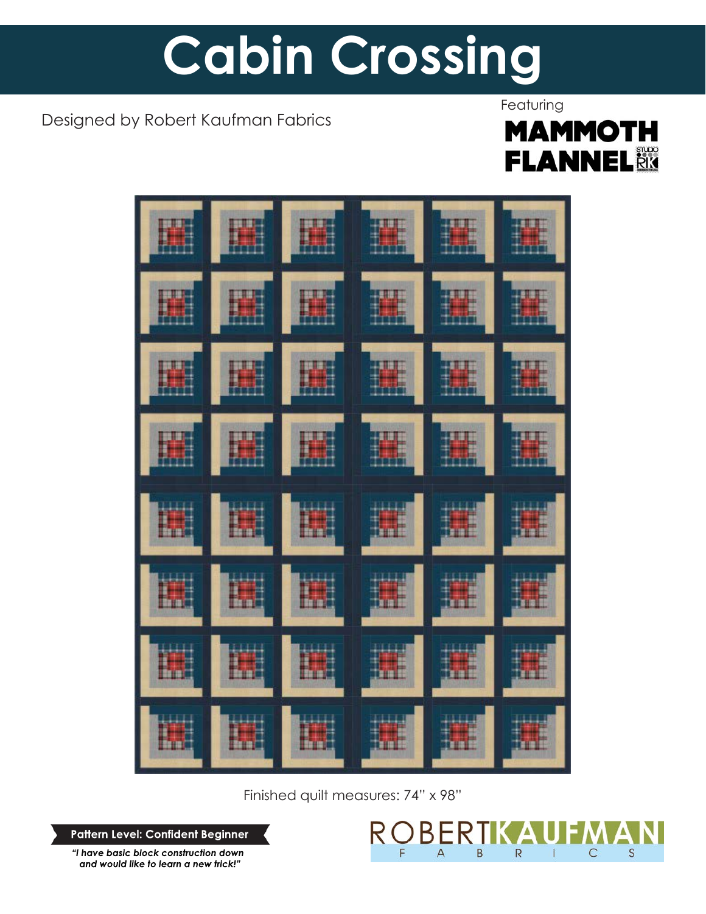# Cabin Crossing

Designed by Robert Kaufman Fabrics

Featuring

**MAMMOTH FLANNEL**

Finished quilt measures: 74" x 98"

**Pattern Level: Confident Beginner**

***"I have basic block construction down and would like to learn a new trick!"***

ROBERT KAUFMAN FABRICS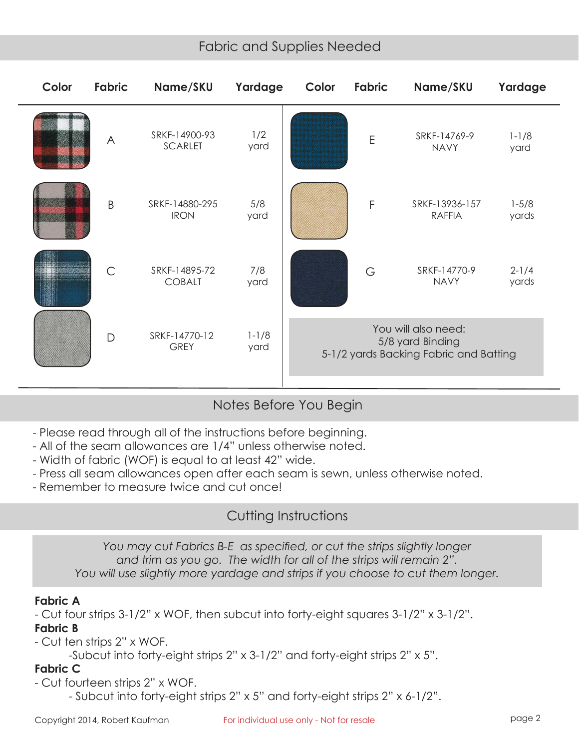## Fabric and Supplies Needed

| Color | Fabric | Name/SKU | Yardage | Color | Fabric | Name/SKU | Yardage |
|---|---|---|---|---|---|---|---|
| | A | SRKF-14900-93 SCARLET | 1/2 yard | | E | SRKF-14769-9 NAVY | 1-1/8 yard |
| | B | SRKF-14880-295 IRON | 5/8 yard | | F | SRKF-13936-157 RAFFIA | 1-5/8 yards |
| | C | SRKF-14895-72 COBALT | 7/8 yard | | G | SRKF-14770-9 NAVY | 2-1/4 yards |
| | D | SRKF-14770-12 GREY | 1-1/8 yard | | | | |

You will also need:
5/8 yard Binding
5-1/2 yards Backing Fabric and Batting

## Notes Before You Begin

- Please read through all of the instructions before beginning.
- All of the seam allowances are 1/4" unless otherwise noted.
- Width of fabric (WOF) is equal to at least 42" wide.
- Press all seam allowances open after each seam is sewn, unless otherwise noted.
- Remember to measure twice and cut once!

## Cutting Instructions

*You may cut Fabrics B-E as specified, or cut the strips slightly longer and trim as you go. The width for all of the strips will remain 2". You will use slightly more yardage and strips if you choose to cut them longer.*

**Fabric A**

- Cut four strips 3-1/2" x WOF, then subcut into forty-eight squares 3-1/2" x 3-1/2".

**Fabric B**

- Cut ten strips 2" x WOF.
  - Subcut into forty-eight strips 2" x 3-1/2" and forty-eight strips 2" x 5".

**Fabric C**

- Cut fourteen strips 2" x WOF.
  - Subcut into forty-eight strips 2" x 5" and forty-eight strips 2" x 6-1/2".

Copyright 2014, Robert Kaufman    For individual use only - Not for resale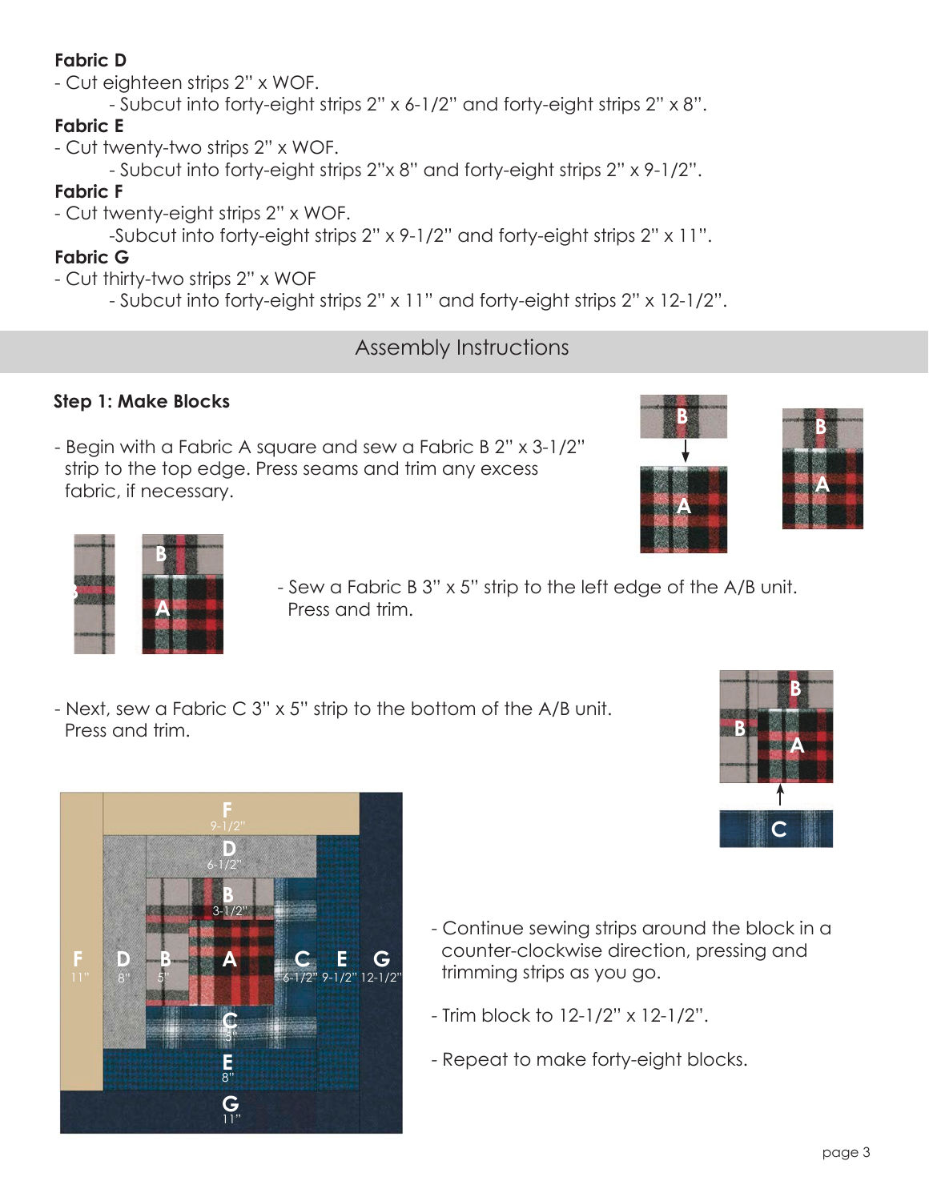**Fabric D**

- Cut eighteen strips 2" x WOF.
    - Subcut into forty-eight strips 2" x 6-1/2" and forty-eight strips 2" x 8".

**Fabric E**

- Cut twenty-two strips 2" x WOF.
    - Subcut into forty-eight strips 2"x 8" and forty-eight strips 2" x 9-1/2".

**Fabric F**

- Cut twenty-eight strips 2" x WOF.
    - Subcut into forty-eight strips 2" x 9-1/2" and forty-eight strips 2" x 11".

**Fabric G**

- Cut thirty-two strips 2" x WOF
    - Subcut into forty-eight strips 2" x 11" and forty-eight strips 2" x 12-1/2".

## Assembly Instructions

### Step 1: Make Blocks

- Begin with a Fabric A square and sew a Fabric B 2" x 3-1/2" strip to the top edge. Press seams and trim any excess fabric, if necessary.

- Sew a Fabric B 3" x 5" strip to the left edge of the A/B unit. Press and trim.

- Next, sew a Fabric C 3" x 5" strip to the bottom of the A/B unit. Press and trim.

- Continue sewing strips around the block in a counter-clockwise direction, pressing and trimming strips as you go.

- Trim block to 12-1/2" x 12-1/2".

- Repeat to make forty-eight blocks.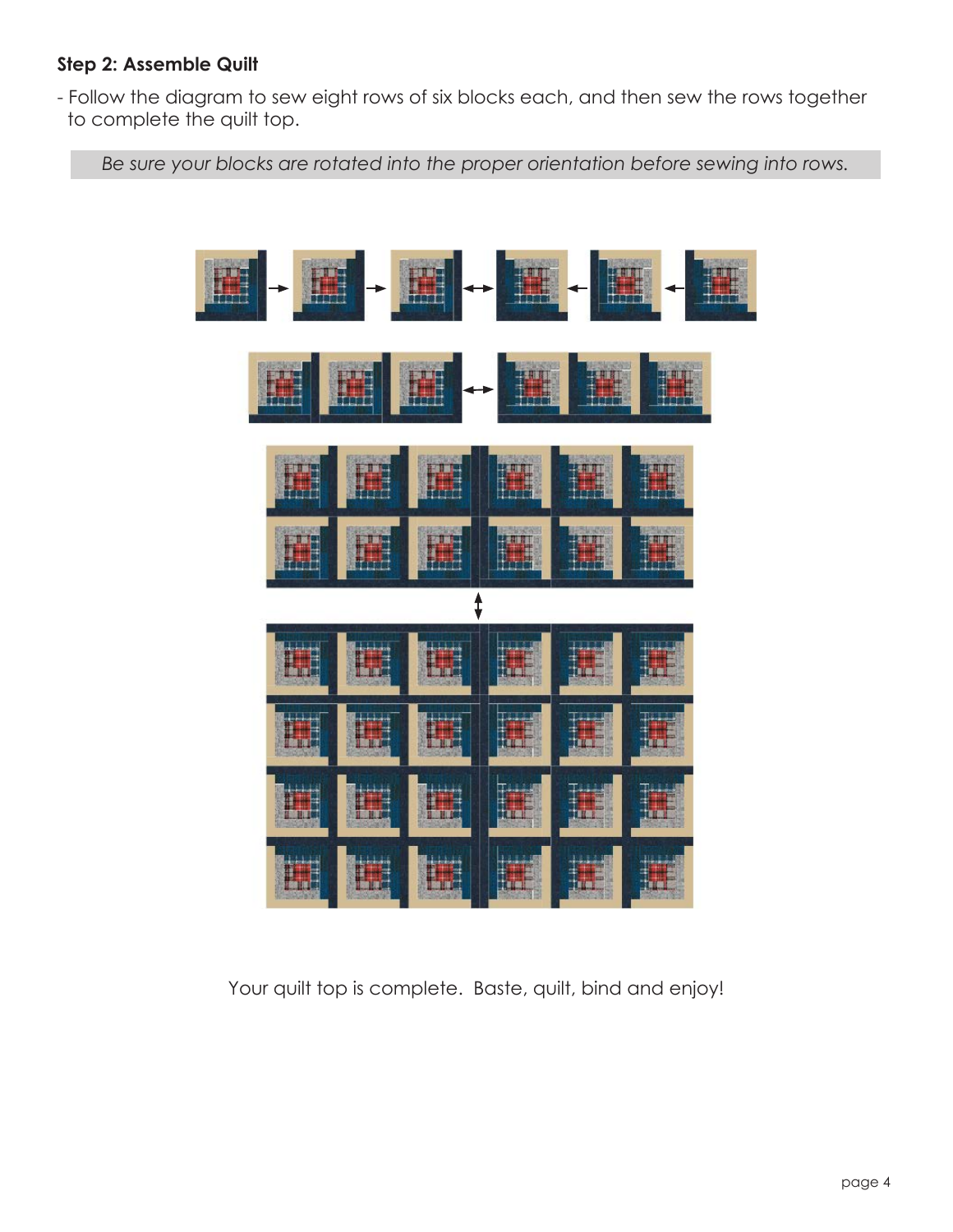### Step 2: Assemble Quilt

- Follow the diagram to sew eight rows of six blocks each, and then sew the rows together to complete the quilt top.

*Be sure your blocks are rotated into the proper orientation before sewing into rows.*

Your quilt top is complete. Baste, quilt, bind and enjoy!